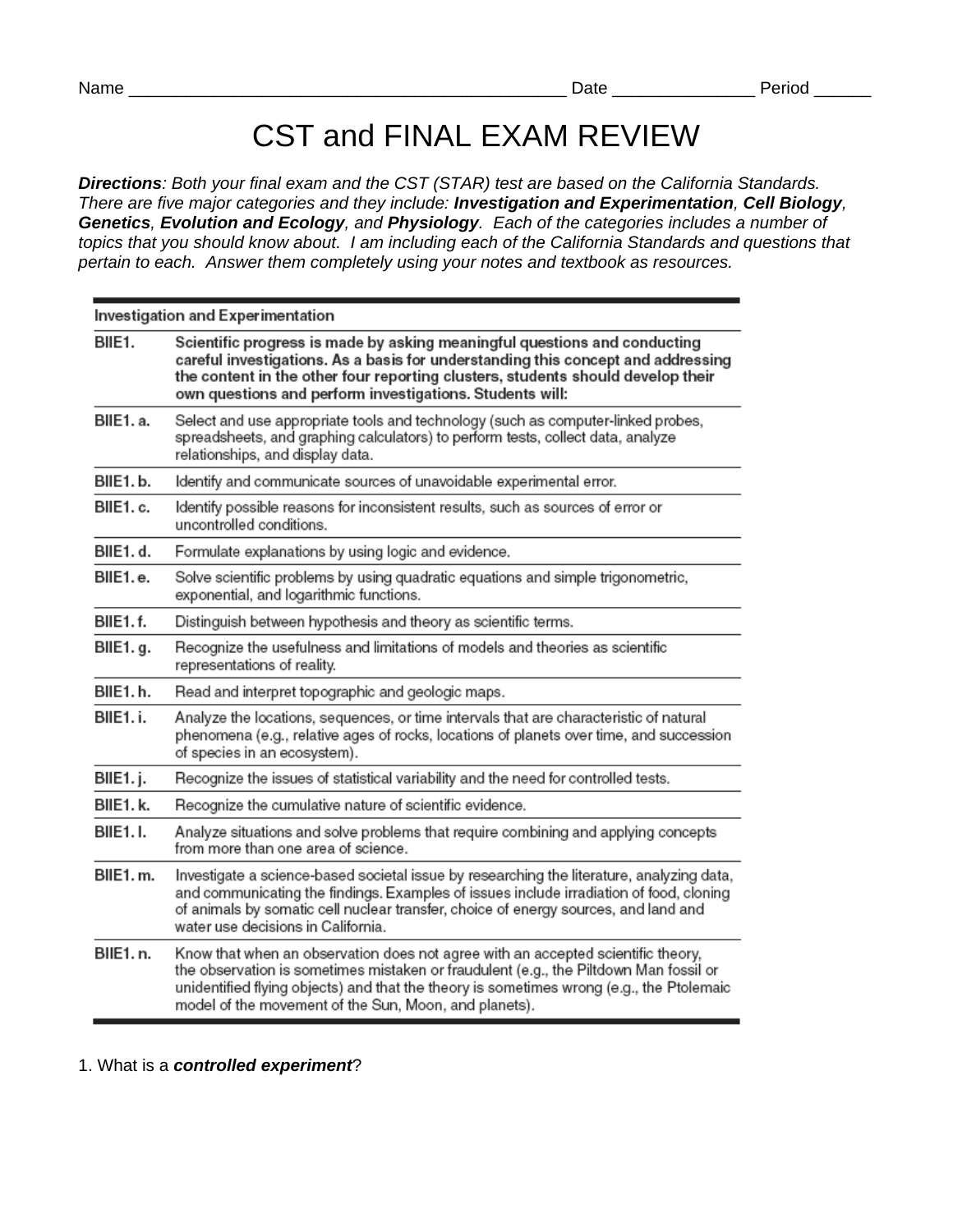Name _______________________________________________ Date _______________ Period ______

# CST and FINAL EXAM REVIEW

***Directions**: Both your final exam and the CST (STAR) test are based on the California Standards. There are five major categories and they include: **Investigation and Experimentation**, **Cell Biology**, **Genetics**, **Evolution and Ecology**, and **Physiology**. Each of the categories includes a number of topics that you should know about. I am including each of the California Standards and questions that pertain to each. Answer them completely using your notes and textbook as resources.*

| Investigation and Experimentation | |
|---|---|
| **BIIE1.** | **Scientific progress is made by asking meaningful questions and conducting careful investigations. As a basis for understanding this concept and addressing the content in the other four reporting clusters, students should develop their own questions and perform investigations. Students will:** |
| BIIE1. a. | Select and use appropriate tools and technology (such as computer-linked probes, spreadsheets, and graphing calculators) to perform tests, collect data, analyze relationships, and display data. |
| BIIE1. b. | Identify and communicate sources of unavoidable experimental error. |
| BIIE1. c. | Identify possible reasons for inconsistent results, such as sources of error or uncontrolled conditions. |
| BIIE1. d. | Formulate explanations by using logic and evidence. |
| BIIE1. e. | Solve scientific problems by using quadratic equations and simple trigonometric, exponential, and logarithmic functions. |
| BIIE1. f. | Distinguish between hypothesis and theory as scientific terms. |
| BIIE1. g. | Recognize the usefulness and limitations of models and theories as scientific representations of reality. |
| BIIE1. h. | Read and interpret topographic and geologic maps. |
| BIIE1. i. | Analyze the locations, sequences, or time intervals that are characteristic of natural phenomena (e.g., relative ages of rocks, locations of planets over time, and succession of species in an ecosystem). |
| BIIE1. j. | Recognize the issues of statistical variability and the need for controlled tests. |
| BIIE1. k. | Recognize the cumulative nature of scientific evidence. |
| BIIE1. l. | Analyze situations and solve problems that require combining and applying concepts from more than one area of science. |
| BIIE1. m. | Investigate a science-based societal issue by researching the literature, analyzing data, and communicating the findings. Examples of issues include irradiation of food, cloning of animals by somatic cell nuclear transfer, choice of energy sources, and land and water use decisions in California. |
| BIIE1. n. | Know that when an observation does not agree with an accepted scientific theory, the observation is sometimes mistaken or fraudulent (e.g., the Piltdown Man fossil or unidentified flying objects) and that the theory is sometimes wrong (e.g., the Ptolemaic model of the movement of the Sun, Moon, and planets). |

1. What is a ***controlled experiment***?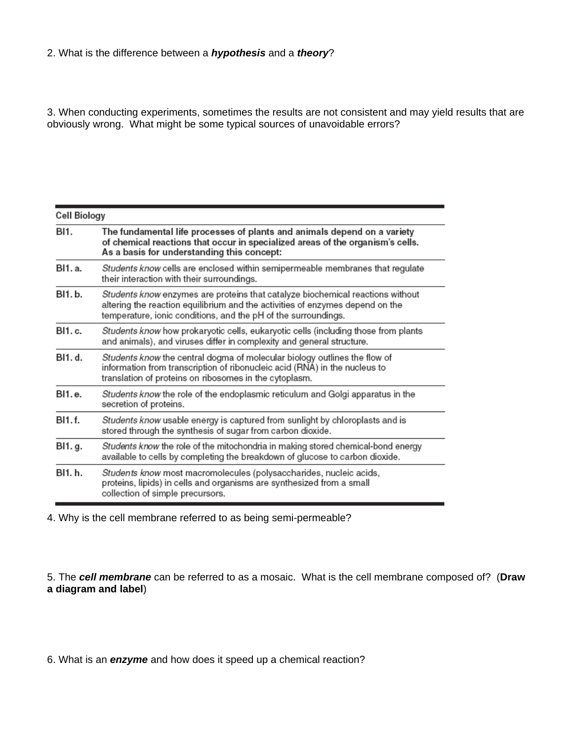2. What is the difference between a ***hypothesis*** and a ***theory***?

3. When conducting experiments, sometimes the results are not consistent and may yield results that are obviously wrong. What might be some typical sources of unavoidable errors?

| Cell Biology | |
|---|---|
| **BI1.** | **The fundamental life processes of plants and animals depend on a variety of chemical reactions that occur in specialized areas of the organism's cells. As a basis for understanding this concept:** |
| BI1. a. | *Students know* cells are enclosed within semipermeable membranes that regulate their interaction with their surroundings. |
| BI1. b. | *Students know* enzymes are proteins that catalyze biochemical reactions without altering the reaction equilibrium and the activities of enzymes depend on the temperature, ionic conditions, and the pH of the surroundings. |
| BI1. c. | *Students know* how prokaryotic cells, eukaryotic cells (including those from plants and animals), and viruses differ in complexity and general structure. |
| BI1. d. | *Students know* the central dogma of molecular biology outlines the flow of information from transcription of ribonucleic acid (RNA) in the nucleus to translation of proteins on ribosomes in the cytoplasm. |
| BI1. e. | *Students know* the role of the endoplasmic reticulum and Golgi apparatus in the secretion of proteins. |
| BI1. f. | *Students know* usable energy is captured from sunlight by chloroplasts and is stored through the synthesis of sugar from carbon dioxide. |
| BI1. g. | *Students know* the role of the mitochondria in making stored chemical-bond energy available to cells by completing the breakdown of glucose to carbon dioxide. |
| BI1. h. | *Students know* most macromolecules (polysaccharides, nucleic acids, proteins, lipids) in cells and organisms are synthesized from a small collection of simple precursors. |

4. Why is the cell membrane referred to as being semi-permeable?

5. The ***cell membrane*** can be referred to as a mosaic. What is the cell membrane composed of? (**Draw a diagram and label**)

6. What is an ***enzyme*** and how does it speed up a chemical reaction?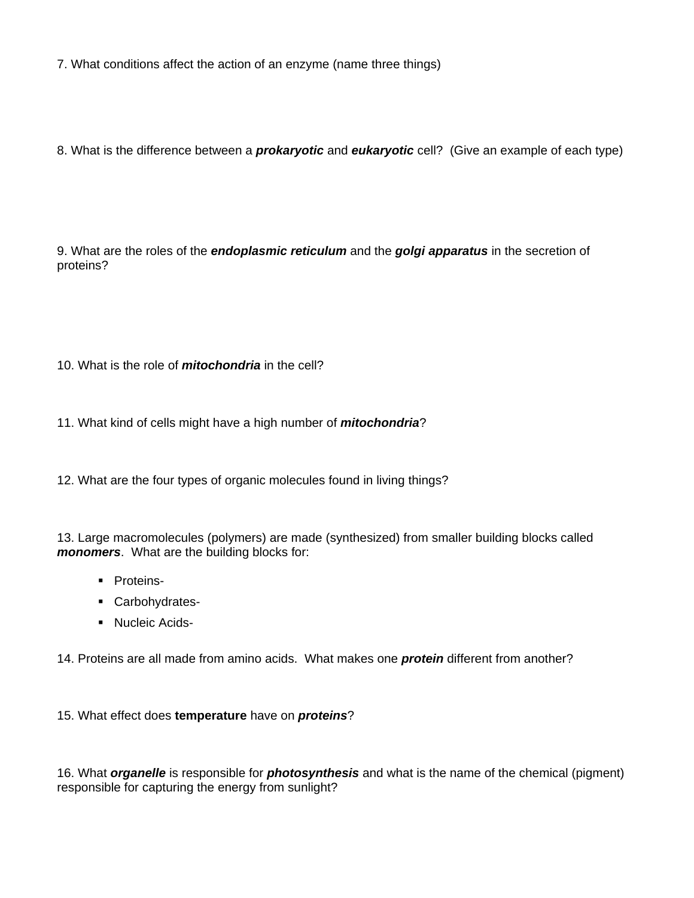7. What conditions affect the action of an enzyme (name three things)

8. What is the difference between a ***prokaryotic*** and ***eukaryotic*** cell? (Give an example of each type)

9. What are the roles of the ***endoplasmic reticulum*** and the ***golgi apparatus*** in the secretion of proteins?

10. What is the role of ***mitochondria*** in the cell?

11. What kind of cells might have a high number of ***mitochondria***?

12. What are the four types of organic molecules found in living things?

13. Large macromolecules (polymers) are made (synthesized) from smaller building blocks called ***monomers***. What are the building blocks for:

- Proteins-
- Carbohydrates-
- Nucleic Acids-

14. Proteins are all made from amino acids. What makes one ***protein*** different from another?

15. What effect does **temperature** have on ***proteins***?

16. What ***organelle*** is responsible for ***photosynthesis*** and what is the name of the chemical (pigment) responsible for capturing the energy from sunlight?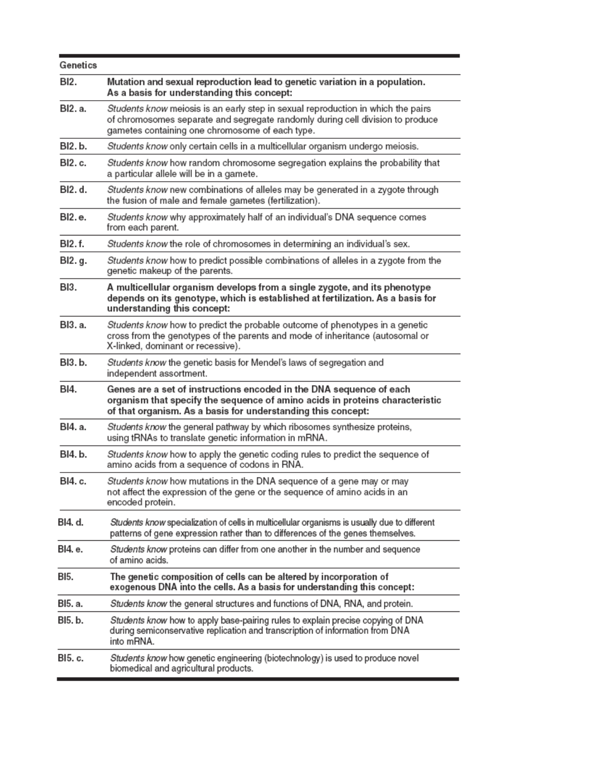| Genetics | |
|---|---|
| **BI2.** | **Mutation and sexual reproduction lead to genetic variation in a population. As a basis for understanding this concept:** |
| BI2. a. | *Students know* meiosis is an early step in sexual reproduction in which the pairs of chromosomes separate and segregate randomly during cell division to produce gametes containing one chromosome of each type. |
| BI2. b. | *Students know* only certain cells in a multicellular organism undergo meiosis. |
| BI2. c. | *Students know* how random chromosome segregation explains the probability that a particular allele will be in a gamete. |
| BI2. d. | *Students know* new combinations of alleles may be generated in a zygote through the fusion of male and female gametes (fertilization). |
| BI2. e. | *Students know* why approximately half of an individual's DNA sequence comes from each parent. |
| BI2. f. | *Students know* the role of chromosomes in determining an individual's sex. |
| BI2. g. | *Students know* how to predict possible combinations of alleles in a zygote from the genetic makeup of the parents. |
| **BI3.** | **A multicellular organism develops from a single zygote, and its phenotype depends on its genotype, which is established at fertilization. As a basis for understanding this concept:** |
| BI3. a. | *Students know* how to predict the probable outcome of phenotypes in a genetic cross from the genotypes of the parents and mode of inheritance (autosomal or X-linked, dominant or recessive). |
| BI3. b. | *Students know* the genetic basis for Mendel's laws of segregation and independent assortment. |
| **BI4.** | **Genes are a set of instructions encoded in the DNA sequence of each organism that specify the sequence of amino acids in proteins characteristic of that organism. As a basis for understanding this concept:** |
| BI4. a. | *Students know* the general pathway by which ribosomes synthesize proteins, using tRNAs to translate genetic information in mRNA. |
| BI4. b. | *Students know* how to apply the genetic coding rules to predict the sequence of amino acids from a sequence of codons in RNA. |
| BI4. c. | *Students know* how mutations in the DNA sequence of a gene may or may not affect the expression of the gene or the sequence of amino acids in an encoded protein. |
| BI4. d. | *Students know* specialization of cells in multicellular organisms is usually due to different patterns of gene expression rather than to differences of the genes themselves. |
| BI4. e. | *Students know* proteins can differ from one another in the number and sequence of amino acids. |
| **BI5.** | **The genetic composition of cells can be altered by incorporation of exogenous DNA into the cells. As a basis for understanding this concept:** |
| BI5. a. | *Students know* the general structures and functions of DNA, RNA, and protein. |
| BI5. b. | *Students know* how to apply base-pairing rules to explain precise copying of DNA during semiconservative replication and transcription of information from DNA into mRNA. |
| BI5. c. | *Students know* how genetic engineering (biotechnology) is used to produce novel biomedical and agricultural products. |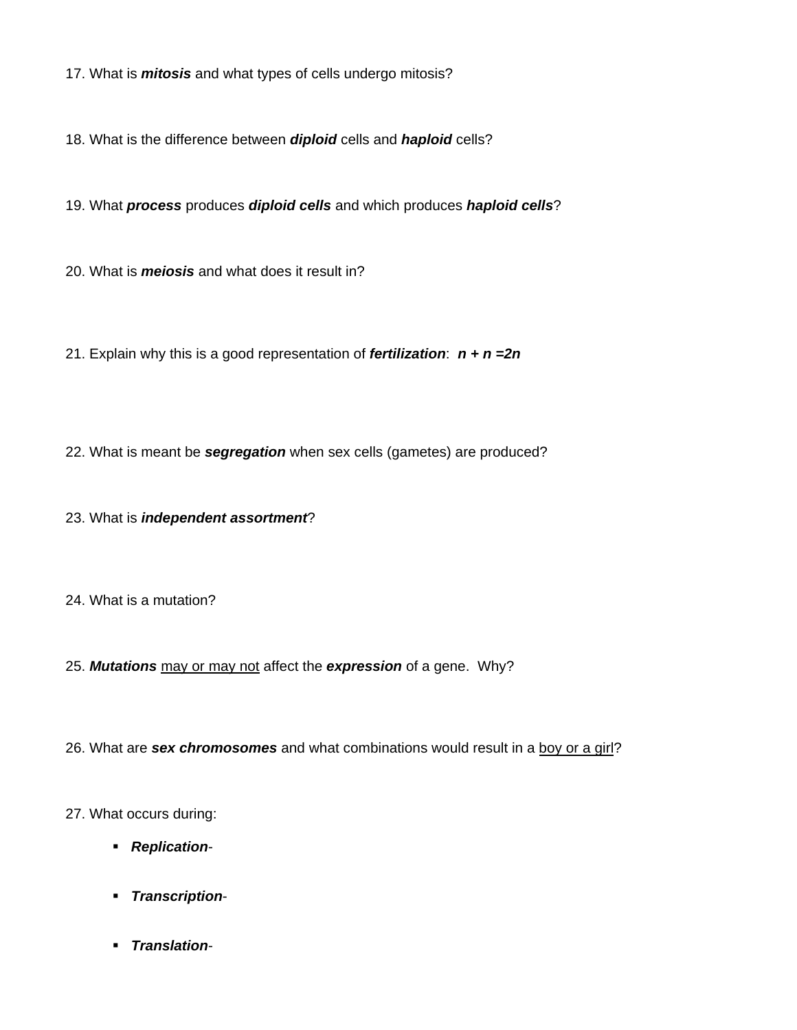17. What is ***mitosis*** and what types of cells undergo mitosis?

18. What is the difference between ***diploid*** cells and ***haploid*** cells?

19. What ***process*** produces ***diploid cells*** and which produces ***haploid cells***?

20. What is ***meiosis*** and what does it result in?

21. Explain why this is a good representation of ***fertilization***:  ***n + n =2n***

22. What is meant be ***segregation*** when sex cells (gametes) are produced?

23. What is ***independent assortment***?

24. What is a mutation?

25. ***Mutations*** <u>may or may not</u> affect the ***expression*** of a gene.  Why?

26. What are ***sex chromosomes*** and what combinations would result in a <u>boy or a girl</u>?

27. What occurs during:

- ***Replication***-
- ***Transcription***-
- ***Translation***-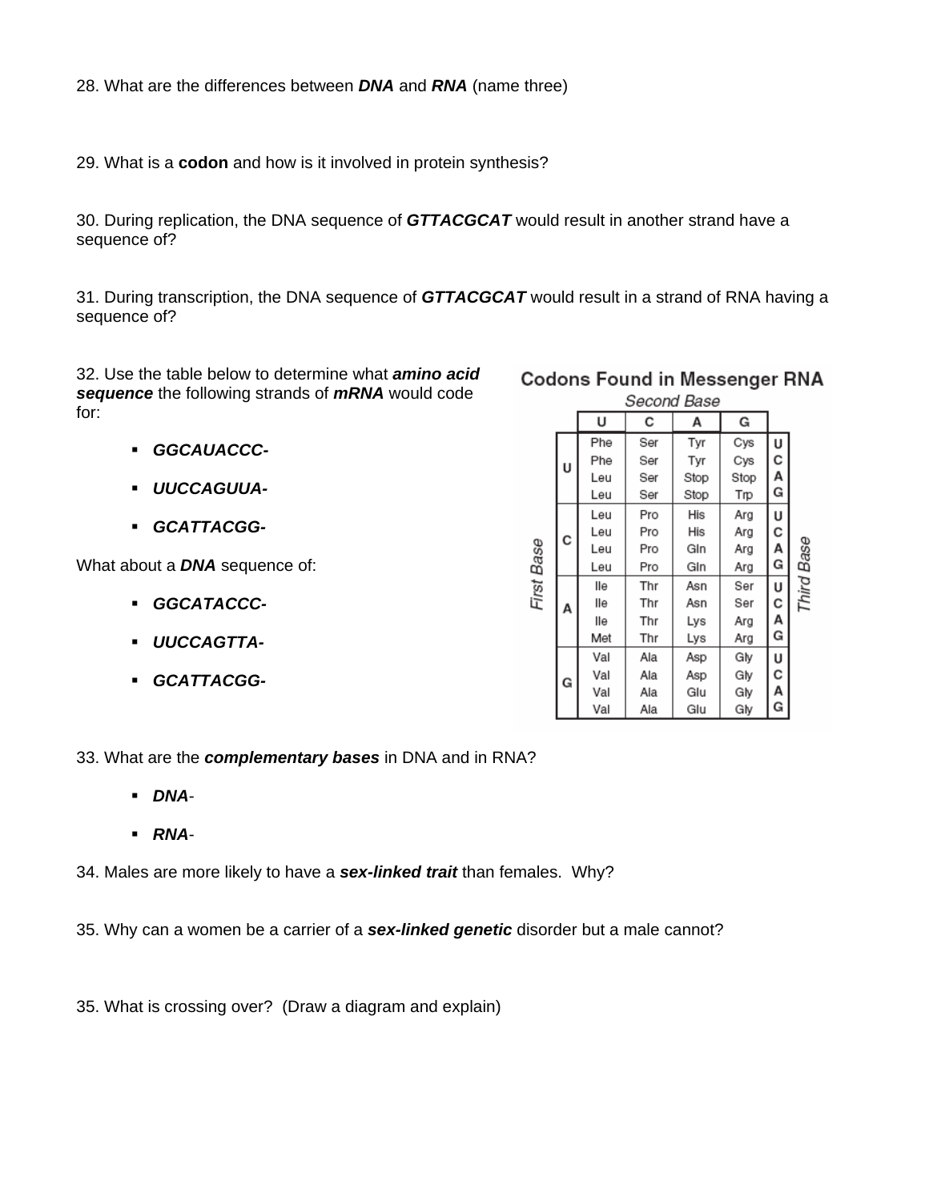28. What are the differences between ***DNA*** and ***RNA*** (name three)

29. What is a **codon** and how is it involved in protein synthesis?

30. During replication, the DNA sequence of ***GTTACGCAT*** would result in another strand have a sequence of?

31. During transcription, the DNA sequence of ***GTTACGCAT*** would result in a strand of RNA having a sequence of?

32. Use the table below to determine what ***amino acid sequence*** the following strands of ***mRNA*** would code for:

- ***GGCAUACCC-***
- ***UUCCAGUUA-***
- ***GCATTACGG-***

What about a ***DNA*** sequence of:

- ***GGCATACCC-***
- ***UUCCAGTTA-***
- ***GCATTACGG-***

**Codons Found in Messenger RNA**

| First Base | U | C | A | G | Third Base |
|---|---|---|---|---|---|
| U | Phe | Ser | Tyr | Cys | U |
| | Phe | Ser | Tyr | Cys | C |
| | Leu | Ser | Stop | Stop | A |
| | Leu | Ser | Stop | Trp | G |
| C | Leu | Pro | His | Arg | U |
| | Leu | Pro | His | Arg | C |
| | Leu | Pro | Gln | Arg | A |
| | Leu | Pro | Gln | Arg | G |
| A | Ile | Thr | Asn | Ser | U |
| | Ile | Thr | Asn | Ser | C |
| | Ile | Thr | Lys | Arg | A |
| | Met | Thr | Lys | Arg | G |
| G | Val | Ala | Asp | Gly | U |
| | Val | Ala | Asp | Gly | C |
| | Val | Ala | Glu | Gly | A |
| | Val | Ala | Glu | Gly | G |

(Second Base across the top: U, C, A, G)

33. What are the ***complementary bases*** in DNA and in RNA?

- ***DNA***-
- ***RNA***-

34. Males are more likely to have a ***sex-linked trait*** than females. Why?

35. Why can a women be a carrier of a ***sex-linked genetic*** disorder but a male cannot?

35. What is crossing over? (Draw a diagram and explain)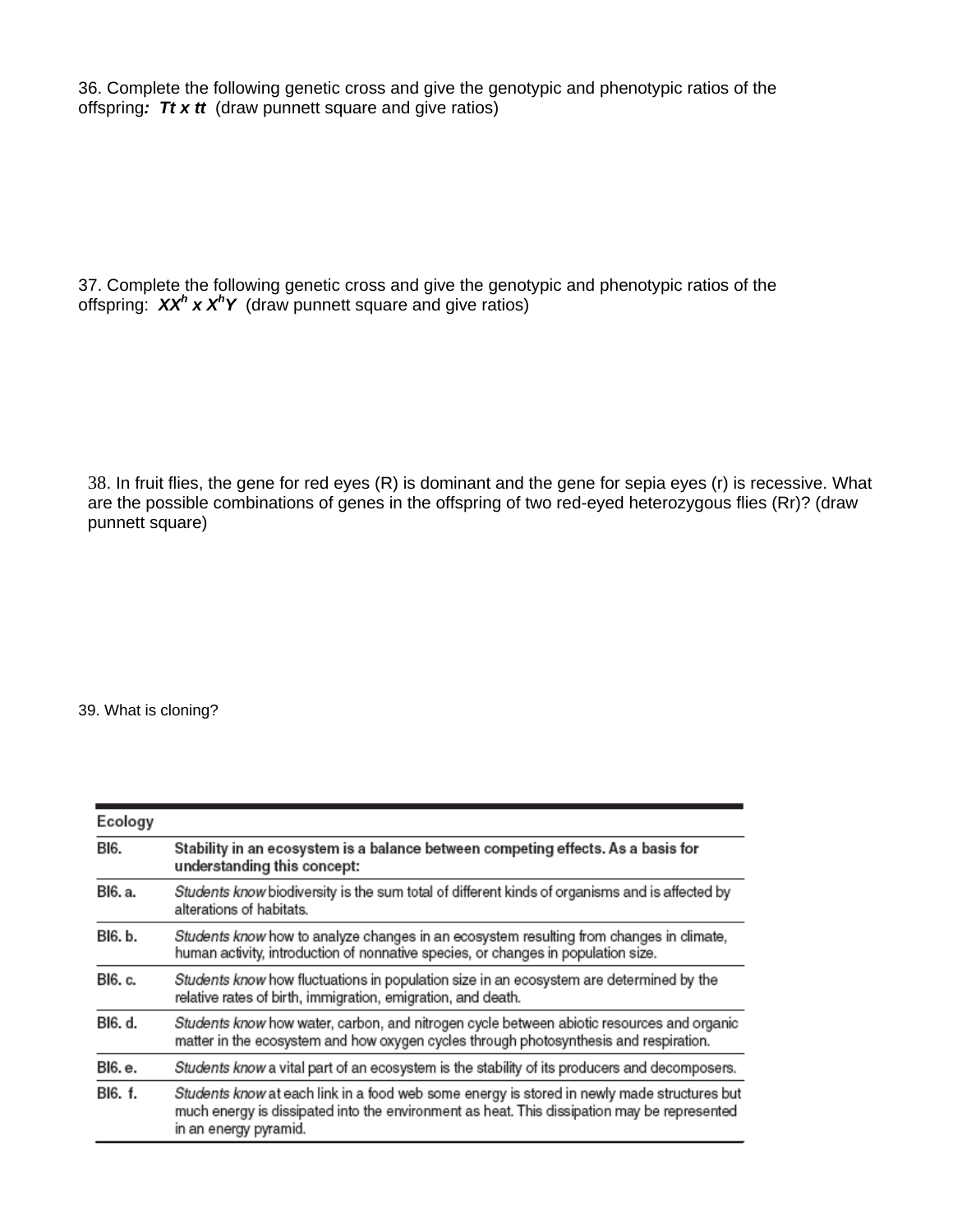36. Complete the following genetic cross and give the genotypic and phenotypic ratios of the offspring***: Tt x tt*** (draw punnett square and give ratios)

37. Complete the following genetic cross and give the genotypic and phenotypic ratios of the offspring: ***$XX^h$ x $X^hY$*** (draw punnett square and give ratios)

38. In fruit flies, the gene for red eyes (R) is dominant and the gene for sepia eyes (r) is recessive. What are the possible combinations of genes in the offspring of two red-eyed heterozygous flies (Rr)? (draw punnett square)

39. What is cloning?

| **Ecology** | |
|---|---|
| **BI6.** | **Stability in an ecosystem is a balance between competing effects. As a basis for understanding this concept:** |
| BI6. a. | *Students know* biodiversity is the sum total of different kinds of organisms and is affected by alterations of habitats. |
| BI6. b. | *Students know* how to analyze changes in an ecosystem resulting from changes in climate, human activity, introduction of nonnative species, or changes in population size. |
| BI6. c. | *Students know* how fluctuations in population size in an ecosystem are determined by the relative rates of birth, immigration, emigration, and death. |
| BI6. d. | *Students know* how water, carbon, and nitrogen cycle between abiotic resources and organic matter in the ecosystem and how oxygen cycles through photosynthesis and respiration. |
| BI6. e. | *Students know* a vital part of an ecosystem is the stability of its producers and decomposers. |
| BI6. f. | *Students know* at each link in a food web some energy is stored in newly made structures but much energy is dissipated into the environment as heat. This dissipation may be represented in an energy pyramid. |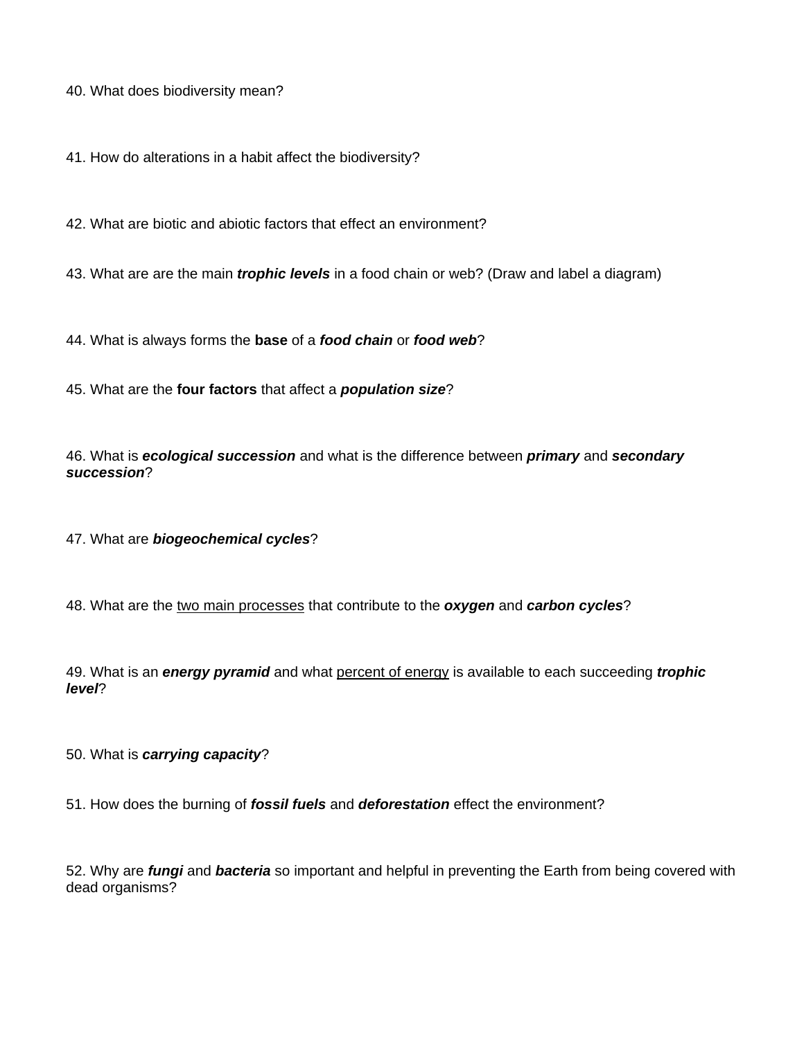40. What does biodiversity mean?

41. How do alterations in a habit affect the biodiversity?

42. What are biotic and abiotic factors that effect an environment?

43. What are are the main ***trophic levels*** in a food chain or web? (Draw and label a diagram)

44. What is always forms the **base** of a ***food chain*** or ***food web***?

45. What are the **four factors** that affect a ***population size***?

46. What is ***ecological succession*** and what is the difference between ***primary*** and ***secondary succession***?

47. What are ***biogeochemical cycles***?

48. What are the <u>two main processes</u> that contribute to the ***oxygen*** and ***carbon cycles***?

49. What is an ***energy pyramid*** and what <u>percent of energy</u> is available to each succeeding ***trophic level***?

50. What is ***carrying capacity***?

51. How does the burning of ***fossil fuels*** and ***deforestation*** effect the environment?

52. Why are ***fungi*** and ***bacteria*** so important and helpful in preventing the Earth from being covered with dead organisms?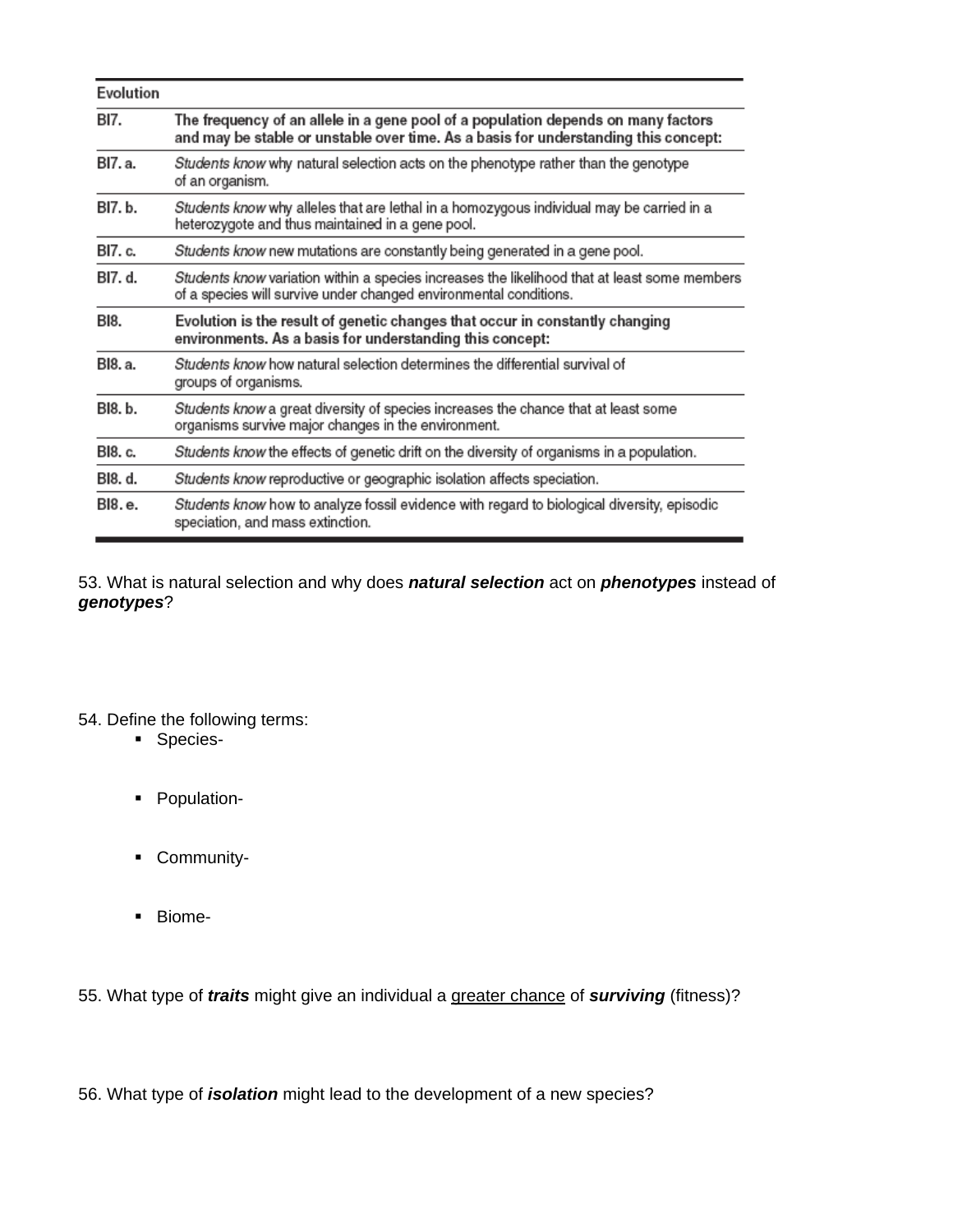| Evolution | |
|---|---|
| BI7. | **The frequency of an allele in a gene pool of a population depends on many factors and may be stable or unstable over time. As a basis for understanding this concept:** |
| BI7. a. | *Students know* why natural selection acts on the phenotype rather than the genotype of an organism. |
| BI7. b. | *Students know* why alleles that are lethal in a homozygous individual may be carried in a heterozygote and thus maintained in a gene pool. |
| BI7. c. | *Students know* new mutations are constantly being generated in a gene pool. |
| BI7. d. | *Students know* variation within a species increases the likelihood that at least some members of a species will survive under changed environmental conditions. |
| BI8. | **Evolution is the result of genetic changes that occur in constantly changing environments. As a basis for understanding this concept:** |
| BI8. a. | *Students know* how natural selection determines the differential survival of groups of organisms. |
| BI8. b. | *Students know* a great diversity of species increases the chance that at least some organisms survive major changes in the environment. |
| BI8. c. | *Students know* the effects of genetic drift on the diversity of organisms in a population. |
| BI8. d. | *Students know* reproductive or geographic isolation affects speciation. |
| BI8. e. | *Students know* how to analyze fossil evidence with regard to biological diversity, episodic speciation, and mass extinction. |

53. What is natural selection and why does ***natural selection*** act on ***phenotypes*** instead of ***genotypes***?

54. Define the following terms:

- Species-
- Population-
- Community-
- Biome-

55. What type of ***traits*** might give an individual a <u>greater chance</u> of ***surviving*** (fitness)?

56. What type of ***isolation*** might lead to the development of a new species?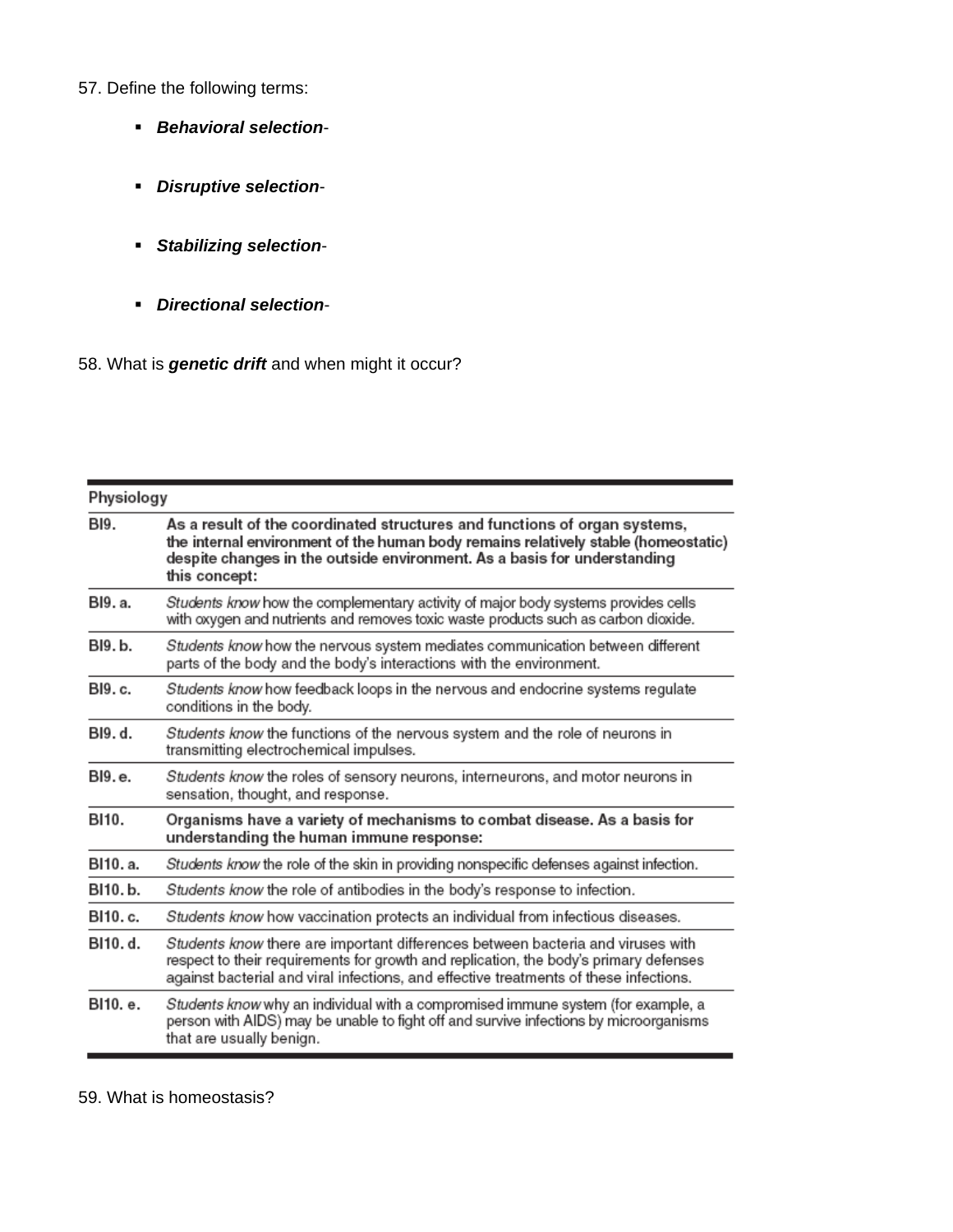57. Define the following terms:

- ***Behavioral selection***-

- ***Disruptive selection***-

- ***Stabilizing selection***-

- ***Directional selection***-

58. What is ***genetic drift*** and when might it occur?

| Physiology | |
|---|---|
| BI9. | **As a result of the coordinated structures and functions of organ systems, the internal environment of the human body remains relatively stable (homeostatic) despite changes in the outside environment. As a basis for understanding this concept:** |
| BI9. a. | *Students know* how the complementary activity of major body systems provides cells with oxygen and nutrients and removes toxic waste products such as carbon dioxide. |
| BI9. b. | *Students know* how the nervous system mediates communication between different parts of the body and the body's interactions with the environment. |
| BI9. c. | *Students know* how feedback loops in the nervous and endocrine systems regulate conditions in the body. |
| BI9. d. | *Students know* the functions of the nervous system and the role of neurons in transmitting electrochemical impulses. |
| BI9. e. | *Students know* the roles of sensory neurons, interneurons, and motor neurons in sensation, thought, and response. |
| BI10. | **Organisms have a variety of mechanisms to combat disease. As a basis for understanding the human immune response:** |
| BI10. a. | *Students know* the role of the skin in providing nonspecific defenses against infection. |
| BI10. b. | *Students know* the role of antibodies in the body's response to infection. |
| BI10. c. | *Students know* how vaccination protects an individual from infectious diseases. |
| BI10. d. | *Students know* there are important differences between bacteria and viruses with respect to their requirements for growth and replication, the body's primary defenses against bacterial and viral infections, and effective treatments of these infections. |
| BI10. e. | *Students know* why an individual with a compromised immune system (for example, a person with AIDS) may be unable to fight off and survive infections by microorganisms that are usually benign. |

59. What is homeostasis?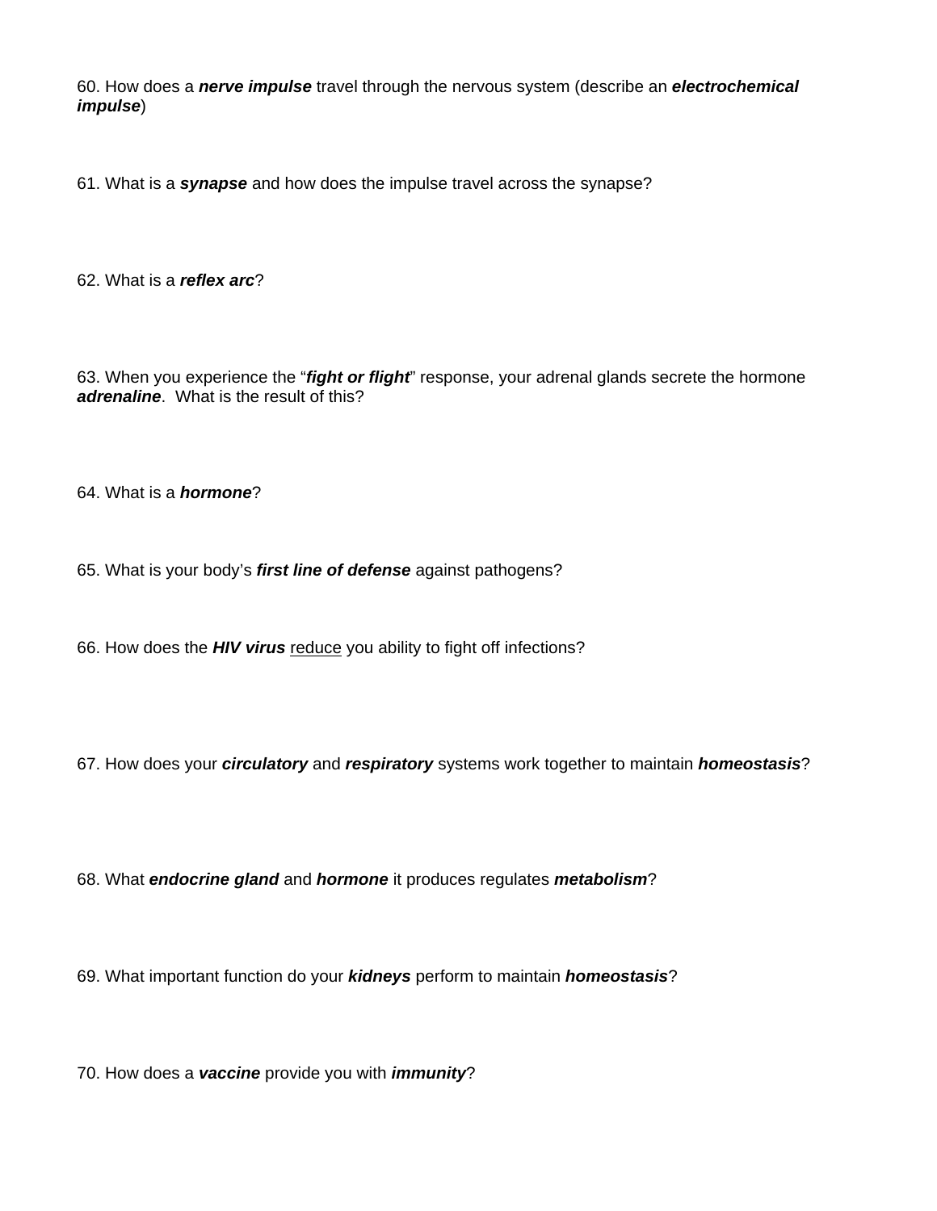60. How does a ***nerve impulse*** travel through the nervous system (describe an ***electrochemical impulse***)

61. What is a ***synapse*** and how does the impulse travel across the synapse?

62. What is a ***reflex arc***?

63. When you experience the “***fight or flight***” response, your adrenal glands secrete the hormone ***adrenaline***. What is the result of this?

64. What is a ***hormone***?

65. What is your body’s ***first line of defense*** against pathogens?

66. How does the ***HIV virus*** <u>reduce</u> you ability to fight off infections?

67. How does your ***circulatory*** and ***respiratory*** systems work together to maintain ***homeostasis***?

68. What ***endocrine gland*** and ***hormone*** it produces regulates ***metabolism***?

69. What important function do your ***kidneys*** perform to maintain ***homeostasis***?

70. How does a ***vaccine*** provide you with ***immunity***?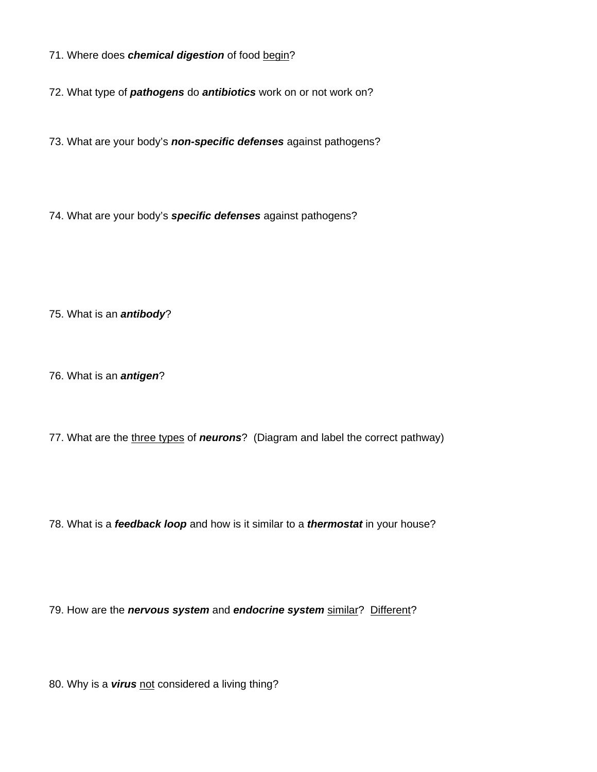71. Where does ***chemical digestion*** of food <u>begin</u>?

72. What type of ***pathogens*** do ***antibiotics*** work on or not work on?

73. What are your body's ***non-specific defenses*** against pathogens?

74. What are your body's ***specific defenses*** against pathogens?

75. What is an ***antibody***?

76. What is an ***antigen***?

77. What are the <u>three types</u> of ***neurons***? (Diagram and label the correct pathway)

78. What is a ***feedback loop*** and how is it similar to a ***thermostat*** in your house?

79. How are the ***nervous system*** and ***endocrine system*** <u>similar</u>? <u>Different</u>?

80. Why is a ***virus*** <u>not</u> considered a living thing?